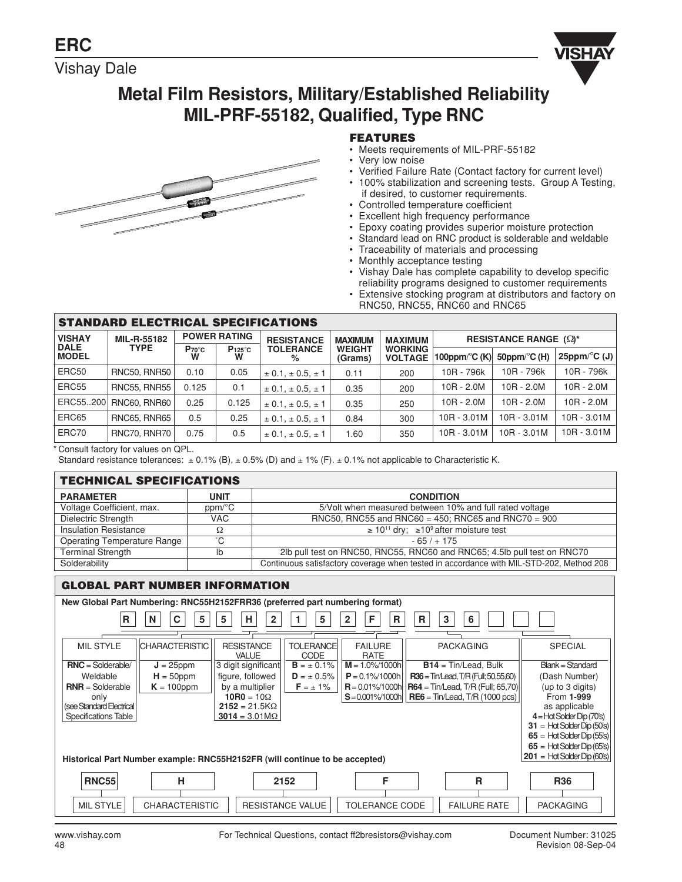# ERC

Vishay Dale

## Metal Film Resistors, Military/Established Reliability MIL-PRF-55182, Qualified, Type RNC

### FEATURES

- Meets requirements of MIL-PRF-55182
- Very low noise
- Verified Failure Rate (Contact factory for current level)
- 100% stabilization and screening tests. Group A Testing, if desired, to customer requirements.
- Controlled temperature coefficient
- Excellent high frequency performance
- Epoxy coating provides superior moisture protection
- Standard lead on RNC product is solderable and weldable
- Traceability of materials and processing
- Monthly acceptance testing
- Vishay Dale has complete capability to develop specific reliability programs designed to customer requirements
- Extensive stocking program at distributors and factory on RNC50, RNC55, RNC60 and RNC65

### STANDARD ELECTRICAL SPECIFICATIONS

| VISHAY DALE MODEL | MIL-R-55182 TYPE | POWER RATING | | RESISTANCE TOLERANCE % | MAXIMUM WEIGHT (Grams) | MAXIMUM WORKING VOLTAGE | RESISTANCE RANGE (Ω)* | | |
|---|---|---|---|---|---|---|---|---|---|
| | | $P_{70°C}$ W | $P_{125°C}$ W | | | | 100ppm/°C (K) | 50ppm/°C (H) | 25ppm/°C (J) |
| ERC50 | RNC50, RNR50 | 0.10 | 0.05 | ± 0.1, ± 0.5, ± 1 | 0.11 | 200 | 10R - 796k | 10R - 796k | 10R - 796k |
| ERC55 | RNC55, RNR55 | 0.125 | 0.1 | ± 0.1, ± 0.5, ± 1 | 0.35 | 200 | 10R - 2.0M | 10R - 2.0M | 10R - 2.0M |
| ERC55..200 | RNC60, RNR60 | 0.25 | 0.125 | ± 0.1, ± 0.5, ± 1 | 0.35 | 250 | 10R - 2.0M | 10R - 2.0M | 10R - 2.0M |
| ERC65 | RNC65, RNR65 | 0.5 | 0.25 | ± 0.1, ± 0.5, ± 1 | 0.84 | 300 | 10R - 3.01M | 10R - 3.01M | 10R - 3.01M |
| ERC70 | RNC70, RNR70 | 0.75 | 0.5 | ± 0.1, ± 0.5, ± 1 | 1.60 | 350 | 10R - 3.01M | 10R - 3.01M | 10R - 3.01M |

\* Consult factory for values on QPL.
Standard resistance tolerances: ± 0.1% (B), ± 0.5% (D) and ± 1% (F). ± 0.1% not applicable to Characteristic K.

### TECHNICAL SPECIFICATIONS

| PARAMETER | UNIT | CONDITION |
|---|---|---|
| Voltage Coefficient, max. | ppm/°C | 5/Volt when measured between 10% and full rated voltage |
| Dielectric Strength | VAC | RNC50, RNC55 and RNC60 = 450; RNC65 and RNC70 = 900 |
| Insulation Resistance | Ω | $\geq 10^{11}$ dry; $\geq 10^{9}$ after moisture test |
| Operating Temperature Range | °C | - 65 / + 175 |
| Terminal Strength | lb | 2lb pull test on RNC50, RNC55, RNC60 and RNC65; 4.5lb pull test on RNC70 |
| Solderability | | Continuous satisfactory coverage when tested in accordance with MIL-STD-202, Method 208 |

### GLOBAL PART NUMBER INFORMATION

**New Global Part Numbering: RNC55H2152FRR36 (preferred part numbering format)**

| R | N | C | 5 | 5 | H | 2 | 1 | 5 | 2 | F | R | R | 3 | 6 | | | |
|---|---|---|---|---|---|---|---|---|---|---|---|---|---|---|---|---|---|

| MIL STYLE | CHARACTERISTIC | RESISTANCE VALUE | TOLERANCE CODE | FAILURE RATE | PACKAGING | SPECIAL |
|---|---|---|---|---|---|---|
| **RNC** = Solderable/ Weldable<br>**RNR** = Solderable only<br>(see Standard Electrical Specifications Table) | **J** = 25ppm<br>**H** = 50ppm<br>**K** = 100ppm | 3 digit significant figure, followed by a multiplier<br>**10R0** = 10Ω<br>**2152** = 21.5KΩ<br>**3014** = 3.01MΩ | **B** = ± 0.1%<br>**D** = ± 0.5%<br>**F** = ± 1% | **M** = 1.0%/1000h<br>**P** = 0.1%/1000h<br>**R** = 0.01%/1000h<br>**S** = 0.001%/1000h | **B14** = Tin/Lead, Bulk<br>**R36** = Tin/Lead, T/R (Full; 50,55,60)<br>**R64** = Tin/Lead, T/R (Full; 65,70)<br>**RE6** = Tin/Lead, T/R (1000 pcs) | Blank = Standard<br>(Dash Number)<br>(up to 3 digits)<br>From **1-999**<br>as applicable<br>**4** = Hot Solder Dip (70's)<br>**31** = Hot Solder Dip (50's)<br>**65** = Hot Solder Dip (55's)<br>**65** = Hot Solder Dip (65's)<br>**201** = Hot Solder Dip (60's) |

**Historical Part Number example: RNC55H2152FR (will continue to be accepted)**

| RNC55 | H | 2152 | F | R | R36 |
|---|---|---|---|---|---|
| MIL STYLE | CHARACTERISTIC | RESISTANCE VALUE | TOLERANCE CODE | FAILURE RATE | PACKAGING |

www.vishay.com

For Technical Questions, contact ff2bresistors@vishay.com

Document Number: 31025
Revision 08-Sep-04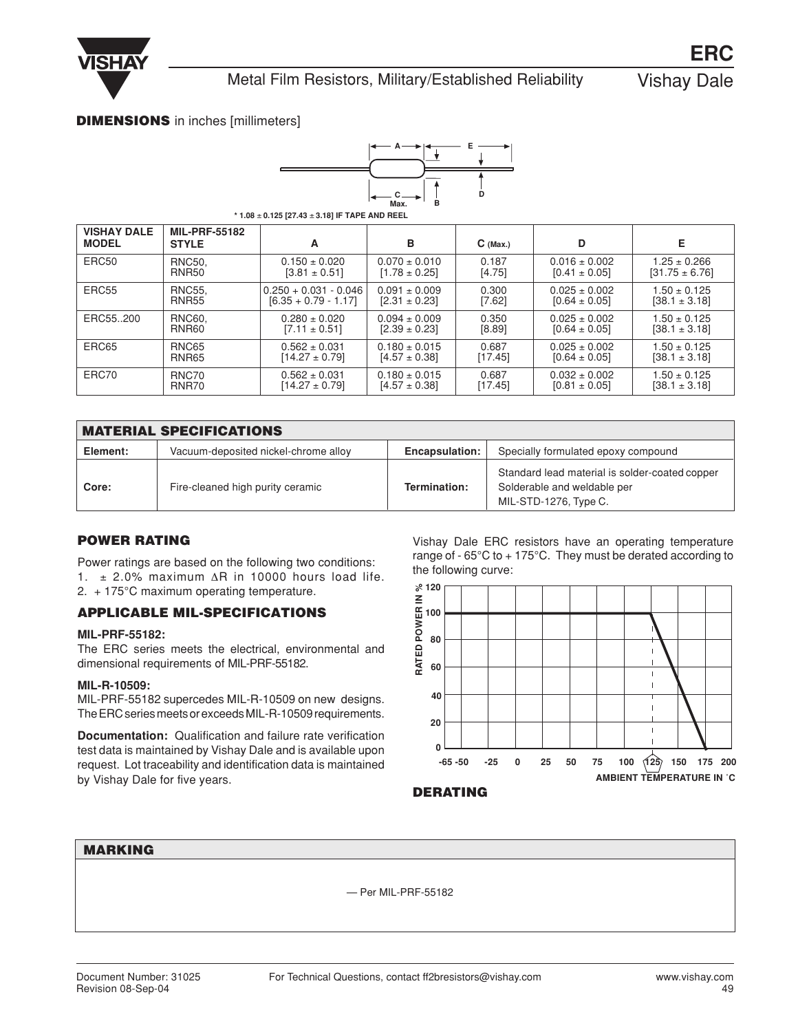## DIMENSIONS in inches [millimeters]

A
E
C Max.
B
D

* 1.08 ± 0.125 [27.43 ± 3.18] IF TAPE AND REEL

| VISHAY DALE MODEL | MIL-PRF-55182 STYLE | A | B | C (Max.) | D | E |
|---|---|---|---|---|---|---|
| ERC50 | RNC50, RNR50 | 0.150 ± 0.020 [3.81 ± 0.51] | 0.070 ± 0.010 [1.78 ± 0.25] | 0.187 [4.75] | 0.016 ± 0.002 [0.41 ± 0.05] | 1.25 ± 0.266 [31.75 ± 6.76] |
| ERC55 | RNC55, RNR55 | 0.250 + 0.031 - 0.046 [6.35 + 0.79 - 1.17] | 0.091 ± 0.009 [2.31 ± 0.23] | 0.300 [7.62] | 0.025 ± 0.002 [0.64 ± 0.05] | 1.50 ± 0.125 [38.1 ± 3.18] |
| ERC55..200 | RNC60, RNR60 | 0.280 ± 0.020 [7.11 ± 0.51] | 0.094 ± 0.009 [2.39 ± 0.23] | 0.350 [8.89] | 0.025 ± 0.002 [0.64 ± 0.05] | 1.50 ± 0.125 [38.1 ± 3.18] |
| ERC65 | RNC65 RNR65 | 0.562 ± 0.031 [14.27 ± 0.79] | 0.180 ± 0.015 [4.57 ± 0.38] | 0.687 [17.45] | 0.025 ± 0.002 [0.64 ± 0.05] | 1.50 ± 0.125 [38.1 ± 3.18] |
| ERC70 | RNC70 RNR70 | 0.562 ± 0.031 [14.27 ± 0.79] | 0.180 ± 0.015 [4.57 ± 0.38] | 0.687 [17.45] | 0.032 ± 0.002 [0.81 ± 0.05] | 1.50 ± 0.125 [38.1 ± 3.18] |

## MATERIAL SPECIFICATIONS

| | | | |
|---|---|---|---|
| **Element:** | Vacuum-deposited nickel-chrome alloy | **Encapsulation:** | Specially formulated epoxy compound |
| **Core:** | Fire-cleaned high purity ceramic | **Termination:** | Standard lead material is solder-coated copper Solderable and weldable per MIL-STD-1276, Type C. |

## POWER RATING

Power ratings are based on the following two conditions:

1. ± 2.0% maximum ΔR in 10000 hours load life.
2. + 175°C maximum operating temperature.

## APPLICABLE MIL-SPECIFICATIONS

**MIL-PRF-55182:**

The ERC series meets the electrical, environmental and dimensional requirements of MIL-PRF-55182.

**MIL-R-10509:**

MIL-PRF-55182 supercedes MIL-R-10509 on new designs. The ERC series meets or exceeds MIL-R-10509 requirements.

**Documentation:** Qualification and failure rate verification test data is maintained by Vishay Dale and is available upon request. Lot traceability and identification data is maintained by Vishay Dale for five years.

Vishay Dale ERC resistors have an operating temperature range of - 65°C to + 175°C. They must be derated according to the following curve:

RATED POWER IN %
120
100
80
60
40
20
0
-65 -50 -25 0 25 50 75 100 125 150 175 200
AMBIENT TEMPERATURE IN °C

## DERATING

## MARKING

— Per MIL-PRF-55182